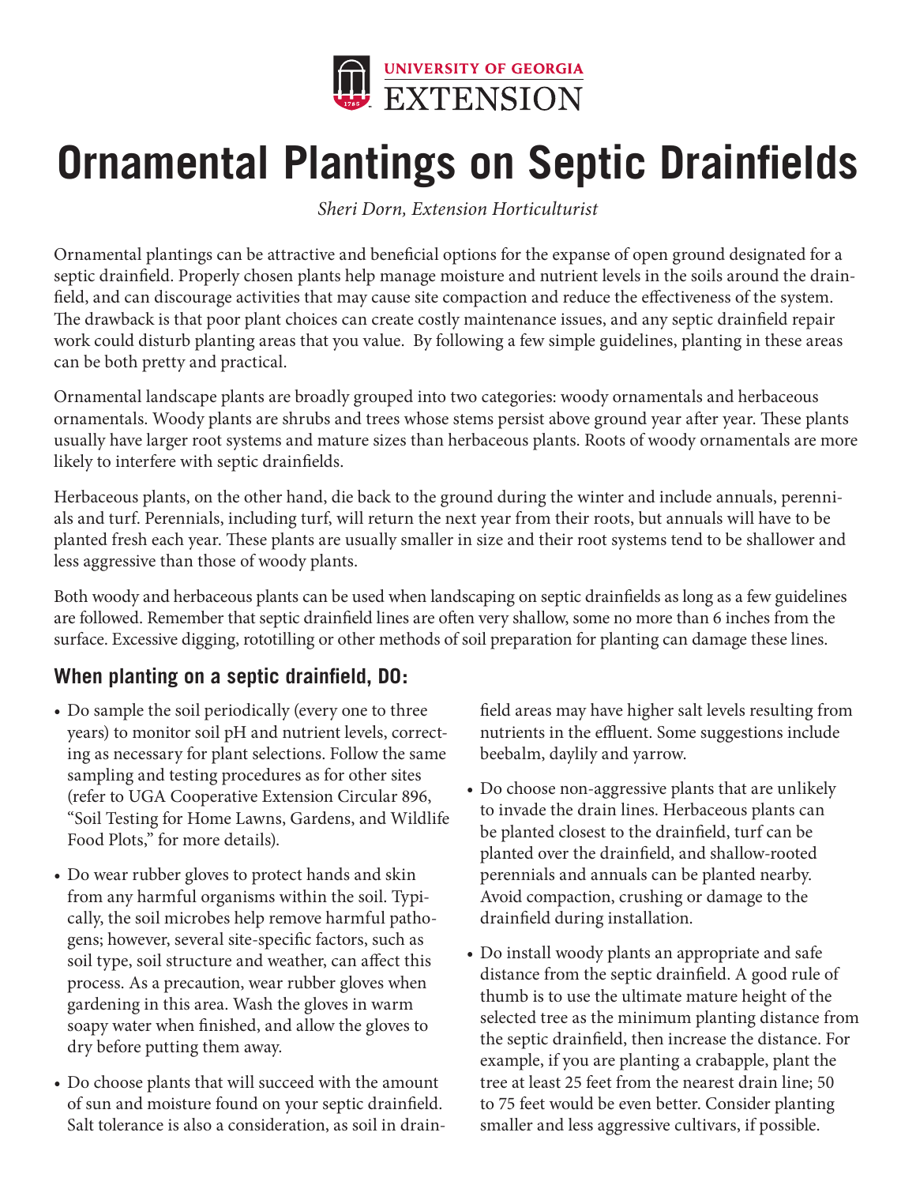UNIVERSITY OF GEORGIA
EXTENSION

# Ornamental Plantings on Septic Drainfields

*Sheri Dorn, Extension Horticulturist*

Ornamental plantings can be attractive and beneficial options for the expanse of open ground designated for a septic drainfield. Properly chosen plants help manage moisture and nutrient levels in the soils around the drainfield, and can discourage activities that may cause site compaction and reduce the effectiveness of the system. The drawback is that poor plant choices can create costly maintenance issues, and any septic drainfield repair work could disturb planting areas that you value. By following a few simple guidelines, planting in these areas can be both pretty and practical.

Ornamental landscape plants are broadly grouped into two categories: woody ornamentals and herbaceous ornamentals. Woody plants are shrubs and trees whose stems persist above ground year after year. These plants usually have larger root systems and mature sizes than herbaceous plants. Roots of woody ornamentals are more likely to interfere with septic drainfields.

Herbaceous plants, on the other hand, die back to the ground during the winter and include annuals, perennials and turf. Perennials, including turf, will return the next year from their roots, but annuals will have to be planted fresh each year. These plants are usually smaller in size and their root systems tend to be shallower and less aggressive than those of woody plants.

Both woody and herbaceous plants can be used when landscaping on septic drainfields as long as a few guidelines are followed. Remember that septic drainfield lines are often very shallow, some no more than 6 inches from the surface. Excessive digging, rototilling or other methods of soil preparation for planting can damage these lines.

## When planting on a septic drainfield, DO:

- Do sample the soil periodically (every one to three years) to monitor soil pH and nutrient levels, correcting as necessary for plant selections. Follow the same sampling and testing procedures as for other sites (refer to UGA Cooperative Extension Circular 896, "Soil Testing for Home Lawns, Gardens, and Wildlife Food Plots," for more details).
- Do wear rubber gloves to protect hands and skin from any harmful organisms within the soil. Typically, the soil microbes help remove harmful pathogens; however, several site-specific factors, such as soil type, soil structure and weather, can affect this process. As a precaution, wear rubber gloves when gardening in this area. Wash the gloves in warm soapy water when finished, and allow the gloves to dry before putting them away.
- Do choose plants that will succeed with the amount of sun and moisture found on your septic drainfield. Salt tolerance is also a consideration, as soil in drainfield areas may have higher salt levels resulting from nutrients in the effluent. Some suggestions include beebalm, daylily and yarrow.
- Do choose non-aggressive plants that are unlikely to invade the drain lines. Herbaceous plants can be planted closest to the drainfield, turf can be planted over the drainfield, and shallow-rooted perennials and annuals can be planted nearby. Avoid compaction, crushing or damage to the drainfield during installation.
- Do install woody plants an appropriate and safe distance from the septic drainfield. A good rule of thumb is to use the ultimate mature height of the selected tree as the minimum planting distance from the septic drainfield, then increase the distance. For example, if you are planting a crabapple, plant the tree at least 25 feet from the nearest drain line; 50 to 75 feet would be even better. Consider planting smaller and less aggressive cultivars, if possible.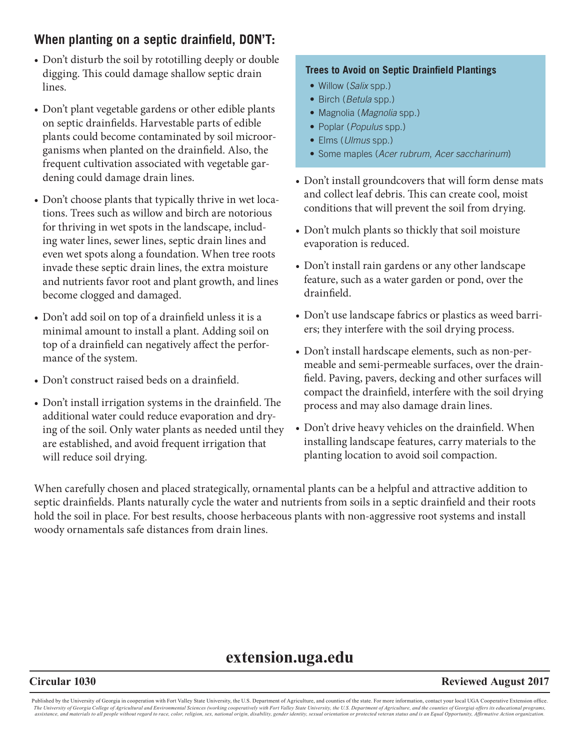## When planting on a septic drainfield, DON'T:

- Don't disturb the soil by rototilling deeply or double digging. This could damage shallow septic drain lines.
- Don't plant vegetable gardens or other edible plants on septic drainfields. Harvestable parts of edible plants could become contaminated by soil microorganisms when planted on the drainfield. Also, the frequent cultivation associated with vegetable gardening could damage drain lines.
- Don't choose plants that typically thrive in wet locations. Trees such as willow and birch are notorious for thriving in wet spots in the landscape, including water lines, sewer lines, septic drain lines and even wet spots along a foundation. When tree roots invade these septic drain lines, the extra moisture and nutrients favor root and plant growth, and lines become clogged and damaged.
- Don't add soil on top of a drainfield unless it is a minimal amount to install a plant. Adding soil on top of a drainfield can negatively affect the performance of the system.
- Don't construct raised beds on a drainfield.
- Don't install irrigation systems in the drainfield. The additional water could reduce evaporation and drying of the soil. Only water plants as needed until they are established, and avoid frequent irrigation that will reduce soil drying.

**Trees to Avoid on Septic Drainfield Plantings**

- Willow (*Salix* spp.)
- Birch (*Betula* spp.)
- Magnolia (*Magnolia* spp.)
- Poplar (*Populus* spp.)
- Elms (*Ulmus* spp.)
- Some maples (*Acer rubrum, Acer saccharinum*)

- Don't install groundcovers that will form dense mats and collect leaf debris. This can create cool, moist conditions that will prevent the soil from drying.
- Don't mulch plants so thickly that soil moisture evaporation is reduced.
- Don't install rain gardens or any other landscape feature, such as a water garden or pond, over the drainfield.
- Don't use landscape fabrics or plastics as weed barriers; they interfere with the soil drying process.
- Don't install hardscape elements, such as non-permeable and semi-permeable surfaces, over the drainfield. Paving, pavers, decking and other surfaces will compact the drainfield, interfere with the soil drying process and may also damage drain lines.
- Don't drive heavy vehicles on the drainfield. When installing landscape features, carry materials to the planting location to avoid soil compaction.

When carefully chosen and placed strategically, ornamental plants can be a helpful and attractive addition to septic drainfields. Plants naturally cycle the water and nutrients from soils in a septic drainfield and their roots hold the soil in place. For best results, choose herbaceous plants with non-aggressive root systems and install woody ornamentals safe distances from drain lines.

**extension.uga.edu**

**Circular 1030** | **Reviewed August 2017**

Published by the University of Georgia in cooperation with Fort Valley State University, the U.S. Department of Agriculture, and counties of the state. For more information, contact your local UGA Cooperative Extension office.
*The University of Georgia College of Agricultural and Environmental Sciences (working cooperatively with Fort Valley State University, the U.S. Department of Agriculture, and the counties of Georgia) offers its educational programs, assistance, and materials to all people without regard to race, color, religion, sex, national origin, disability, gender identity, sexual orientation or protected veteran status and is an Equal Opportunity, Affirmative Action organization.*